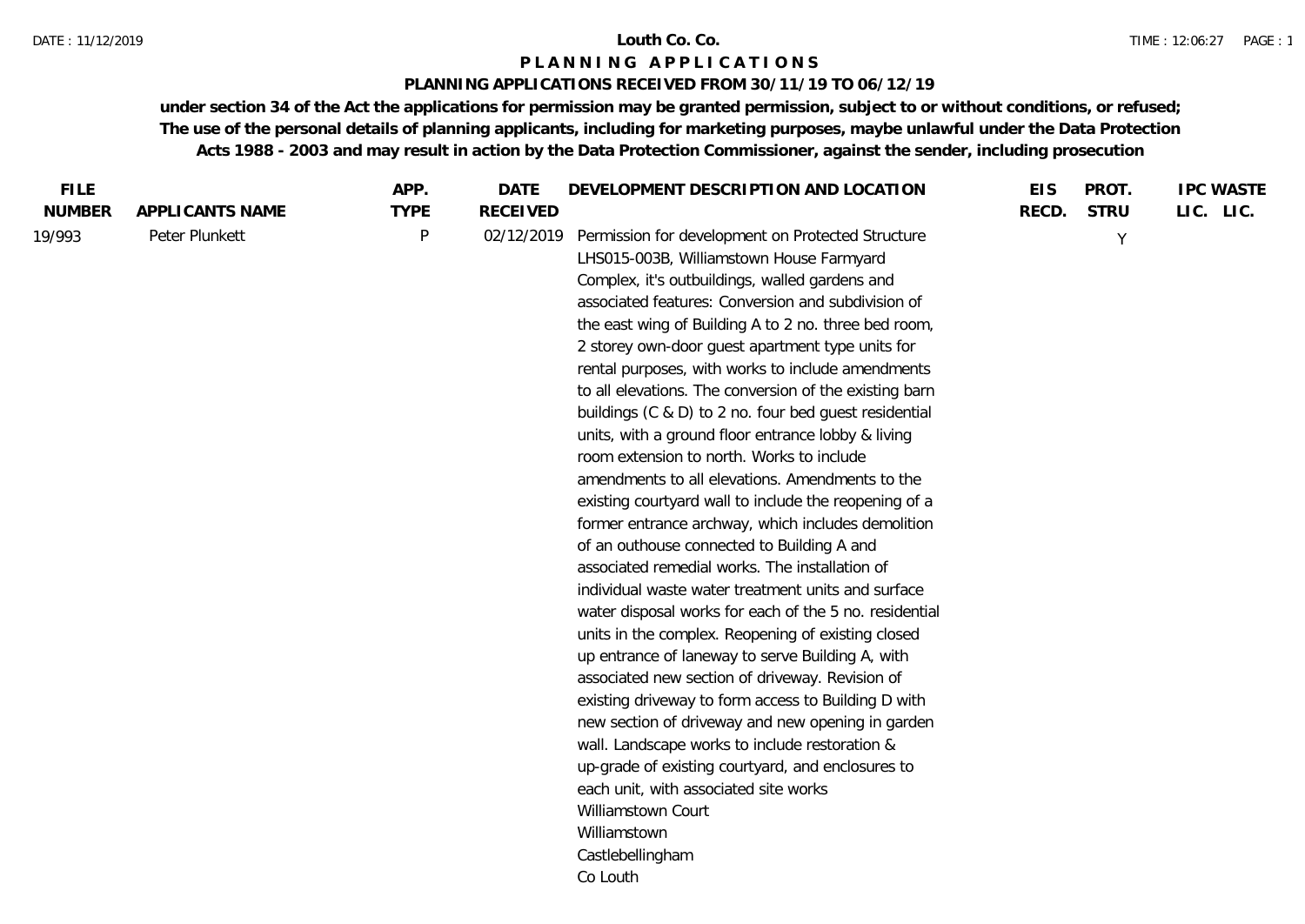# Louth Co. Co.

## P L A N N I N G   A P P L I C A T I O N S

### PLANNING APPLICATIONS RECEIVED FROM 30/11/19 TO 06/12/19

**under section 34 of the Act the applications for permission may be granted permission, subject to or without conditions, or refused; The use of the personal details of planning applicants, including for marketing purposes, maybe unlawful under the Data Protection Acts 1988 - 2003 and may result in action by the Data Protection Commissioner, against the sender, including prosecution**

| FILE NUMBER | APPLICANTS NAME | APP. TYPE | DATE RECEIVED | DEVELOPMENT DESCRIPTION AND LOCATION | EIS RECD. | PROT. STRU | IPC LIC. | WASTE LIC. |
|---|---|---|---|---|---|---|---|---|
| 19/993 | Peter Plunkett | P | 02/12/2019 | Permission for development on Protected Structure LHS015-003B, Williamstown House Farmyard Complex, it's outbuildings, walled gardens and associated features: Conversion and subdivision of the east wing of Building A to 2 no. three bed room, 2 storey own-door guest apartment type units for rental purposes, with works to include amendments to all elevations. The conversion of the existing barn buildings (C & D) to 2 no. four bed guest residential units, with a ground floor entrance lobby & living room extension to north. Works to include amendments to all elevations. Amendments to the existing courtyard wall to include the reopening of a former entrance archway, which includes demolition of an outhouse connected to Building A and associated remedial works. The installation of individual waste water treatment units and surface water disposal works for each of the 5 no. residential units in the complex. Reopening of existing closed up entrance of laneway to serve Building A, with associated new section of driveway. Revision of existing driveway to form access to Building D with new section of driveway and new opening in garden wall. Landscape works to include restoration & up-grade of existing courtyard, and enclosures to each unit, with associated site works Williamstown Court Williamstown Castlebellingham Co Louth | | Y | | |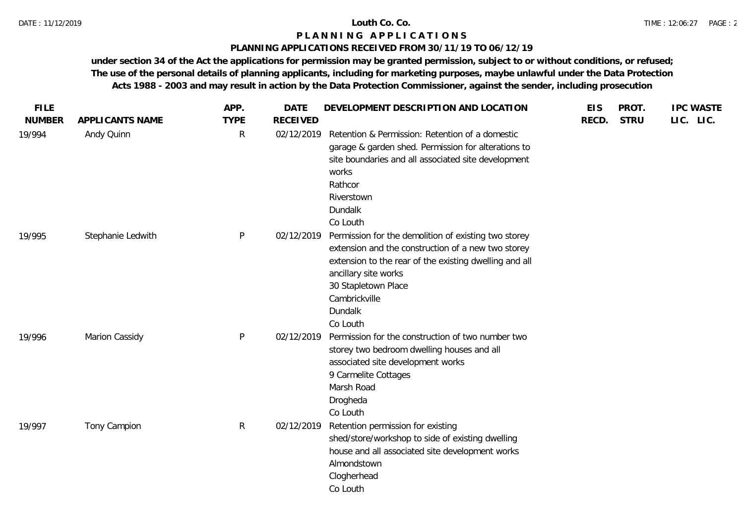# Louth Co. Co.

## P L A N N I N G   A P P L I C A T I O N S

### PLANNING APPLICATIONS RECEIVED FROM 30/11/19 TO 06/12/19

**under section 34 of the Act the applications for permission may be granted permission, subject to or without conditions, or refused; The use of the personal details of planning applicants, including for marketing purposes, maybe unlawful under the Data Protection Acts 1988 - 2003 and may result in action by the Data Protection Commissioner, against the sender, including prosecution**

| FILE NUMBER | APPLICANTS NAME | APP. TYPE | DATE RECEIVED | DEVELOPMENT DESCRIPTION AND LOCATION | EIS RECD. | PROT. STRU | IPC LIC. | WASTE LIC. |
|---|---|---|---|---|---|---|---|---|
| 19/994 | Andy Quinn | R | 02/12/2019 | Retention & Permission: Retention of a domestic garage & garden shed. Permission for alterations to site boundaries and all associated site development works<br>Rathcor<br>Riverstown<br>Dundalk<br>Co Louth | | | | |
| 19/995 | Stephanie Ledwith | P | 02/12/2019 | Permission for the demolition of existing two storey extension and the construction of a new two storey extension to the rear of the existing dwelling and all ancillary site works<br>30 Stapletown Place<br>Cambrickville<br>Dundalk<br>Co Louth | | | | |
| 19/996 | Marion Cassidy | P | 02/12/2019 | Permission for the construction of two number two storey two bedroom dwelling houses and all associated site development works<br>9 Carmelite Cottages<br>Marsh Road<br>Drogheda<br>Co Louth | | | | |
| 19/997 | Tony Campion | R | 02/12/2019 | Retention permission for existing shed/store/workshop to side of existing dwelling house and all associated site development works<br>Almondstown<br>Clogherhead<br>Co Louth | | | | |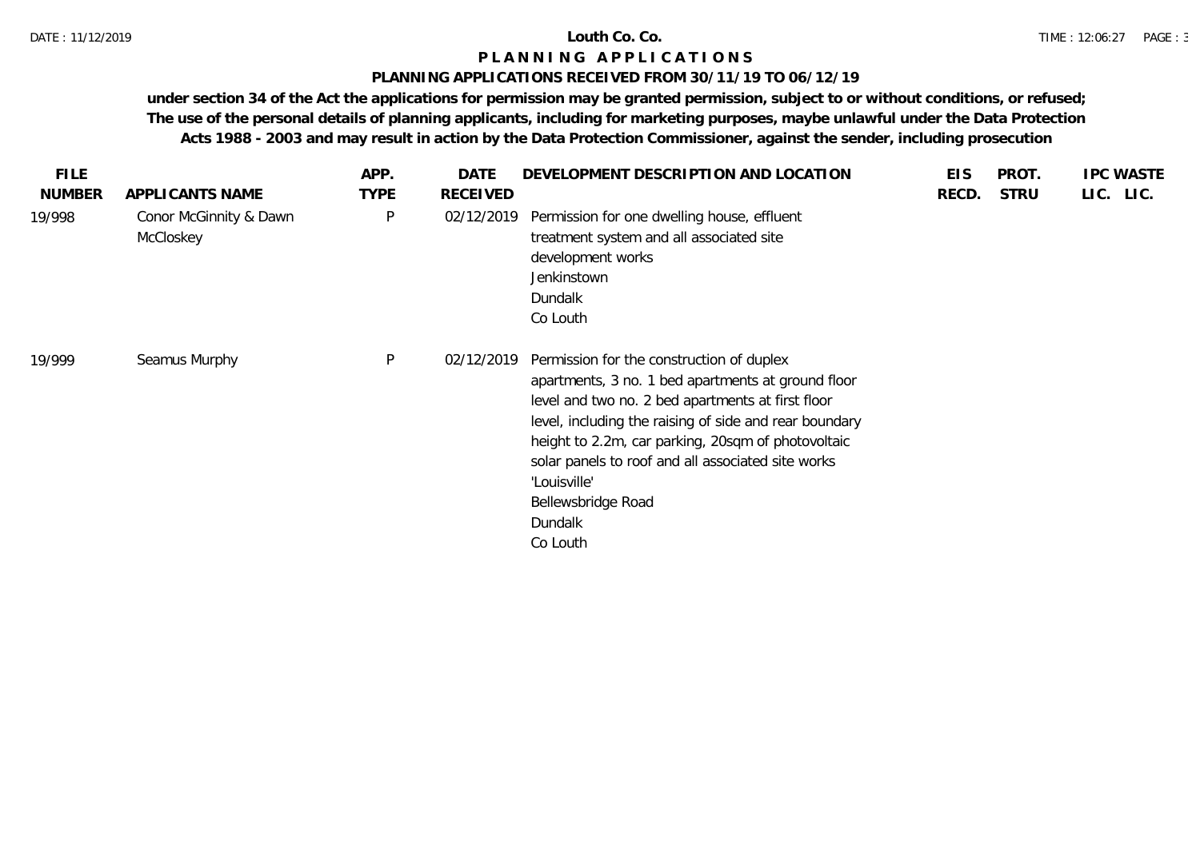**Louth Co. Co.**

**P L A N N I N G   A P P L I C A T I O N S**

**PLANNING APPLICATIONS RECEIVED FROM 30/11/19 TO 06/12/19**

**under section 34 of the Act the applications for permission may be granted permission, subject to or without conditions, or refused; The use of the personal details of planning applicants, including for marketing purposes, maybe unlawful under the Data Protection Acts 1988 - 2003 and may result in action by the Data Protection Commissioner, against the sender, including prosecution**

| FILE NUMBER | APPLICANTS NAME | APP. TYPE | DATE RECEIVED | DEVELOPMENT DESCRIPTION AND LOCATION | EIS RECD. | PROT. STRU | IPC LIC. | WASTE LIC. |
|---|---|---|---|---|---|---|---|---|
| 19/998 | Conor McGinnity & Dawn McCloskey | P | 02/12/2019 | Permission for one dwelling house, effluent treatment system and all associated site development works<br>Jenkinstown<br>Dundalk<br>Co Louth | | | | |
| 19/999 | Seamus Murphy | P | 02/12/2019 | Permission for the construction of duplex apartments, 3 no. 1 bed apartments at ground floor level and two no. 2 bed apartments at first floor level, including the raising of side and rear boundary height to 2.2m, car parking, 20sqm of photovoltaic solar panels to roof and all associated site works<br>'Louisville'<br>Bellewsbridge Road<br>Dundalk<br>Co Louth | | | | |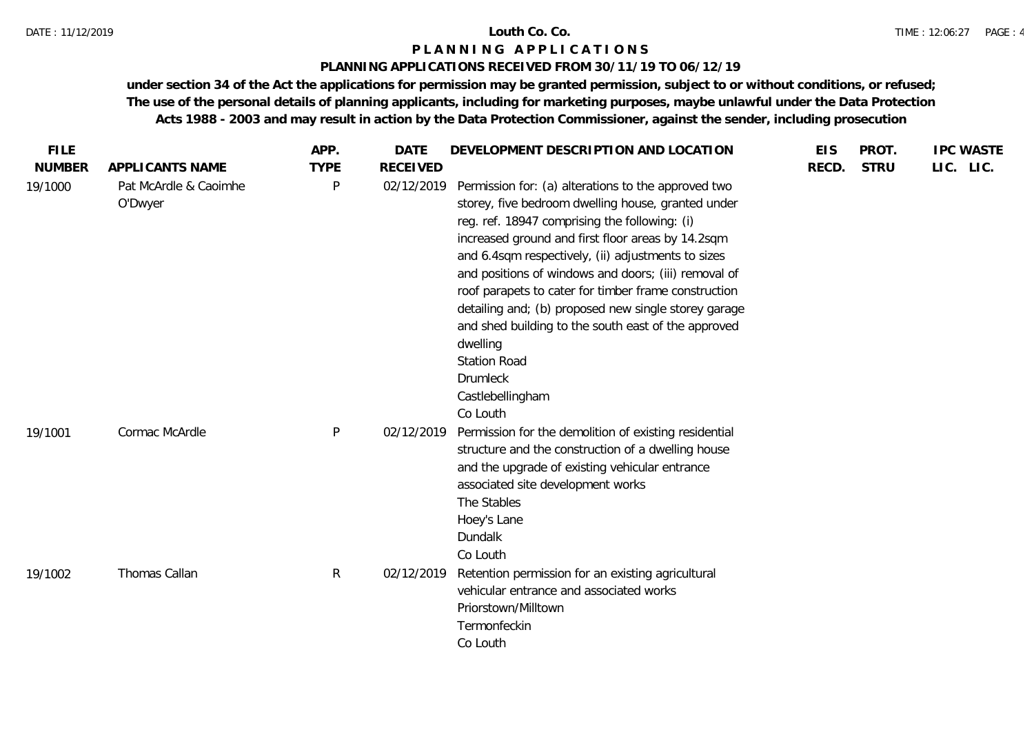# Louth Co. Co.

## P L A N N I N G   A P P L I C A T I O N S

### PLANNING APPLICATIONS RECEIVED FROM 30/11/19 TO 06/12/19

**under section 34 of the Act the applications for permission may be granted permission, subject to or without conditions, or refused; The use of the personal details of planning applicants, including for marketing purposes, maybe unlawful under the Data Protection Acts 1988 - 2003 and may result in action by the Data Protection Commissioner, against the sender, including prosecution**

| FILE NUMBER | APPLICANTS NAME | APP. TYPE | DATE RECEIVED | DEVELOPMENT DESCRIPTION AND LOCATION | EIS RECD. | PROT. STRU | IPC LIC. | WASTE LIC. |
|---|---|---|---|---|---|---|---|---|
| 19/1000 | Pat McArdle & Caoimhe O'Dwyer | P | 02/12/2019 | Permission for: (a) alterations to the approved two storey, five bedroom dwelling house, granted under reg. ref. 18947 comprising the following: (i) increased ground and first floor areas by 14.2sqm and 6.4sqm respectively, (ii) adjustments to sizes and positions of windows and doors; (iii) removal of roof parapets to cater for timber frame construction detailing and; (b) proposed new single storey garage and shed building to the south east of the approved dwelling<br>Station Road<br>Drumleck<br>Castlebellingham<br>Co Louth | | | | |
| 19/1001 | Cormac McArdle | P | 02/12/2019 | Permission for the demolition of existing residential structure and the construction of a dwelling house and the upgrade of existing vehicular entrance associated site development works<br>The Stables<br>Hoey's Lane<br>Dundalk<br>Co Louth | | | | |
| 19/1002 | Thomas Callan | R | 02/12/2019 | Retention permission for an existing agricultural vehicular entrance and associated works<br>Priorstown/Milltown<br>Termonfeckin<br>Co Louth | | | | |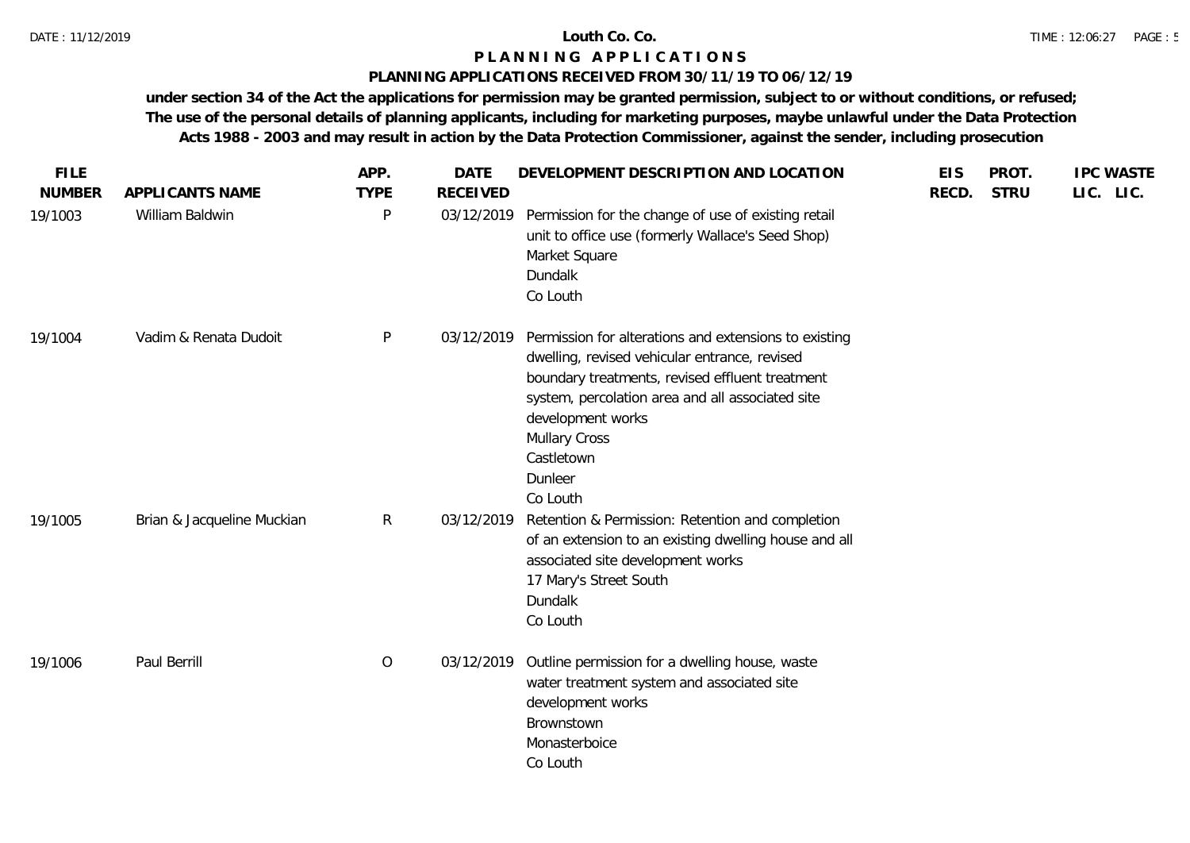**Louth Co. Co.**

**P L A N N I N G   A P P L I C A T I O N S**

**PLANNING APPLICATIONS RECEIVED FROM 30/11/19 TO 06/12/19**

**under section 34 of the Act the applications for permission may be granted permission, subject to or without conditions, or refused; The use of the personal details of planning applicants, including for marketing purposes, maybe unlawful under the Data Protection Acts 1988 - 2003 and may result in action by the Data Protection Commissioner, against the sender, including prosecution**

| FILE NUMBER | APPLICANTS NAME | APP. TYPE | DATE RECEIVED | DEVELOPMENT DESCRIPTION AND LOCATION | EIS RECD. | PROT. STRU | IPC LIC. | WASTE LIC. |
|---|---|---|---|---|---|---|---|---|
| 19/1003 | William Baldwin | P | 03/12/2019 | Permission for the change of use of existing retail unit to office use (formerly Wallace's Seed Shop) Market Square Dundalk Co Louth | | | | |
| 19/1004 | Vadim & Renata Dudoit | P | 03/12/2019 | Permission for alterations and extensions to existing dwelling, revised vehicular entrance, revised boundary treatments, revised effluent treatment system, percolation area and all associated site development works Mullary Cross Castletown Dunleer Co Louth | | | | |
| 19/1005 | Brian & Jacqueline Muckian | R | 03/12/2019 | Retention & Permission: Retention and completion of an extension to an existing dwelling house and all associated site development works 17 Mary's Street South Dundalk Co Louth | | | | |
| 19/1006 | Paul Berrill | O | 03/12/2019 | Outline permission for a dwelling house, waste water treatment system and associated site development works Brownstown Monasterboice Co Louth | | | | |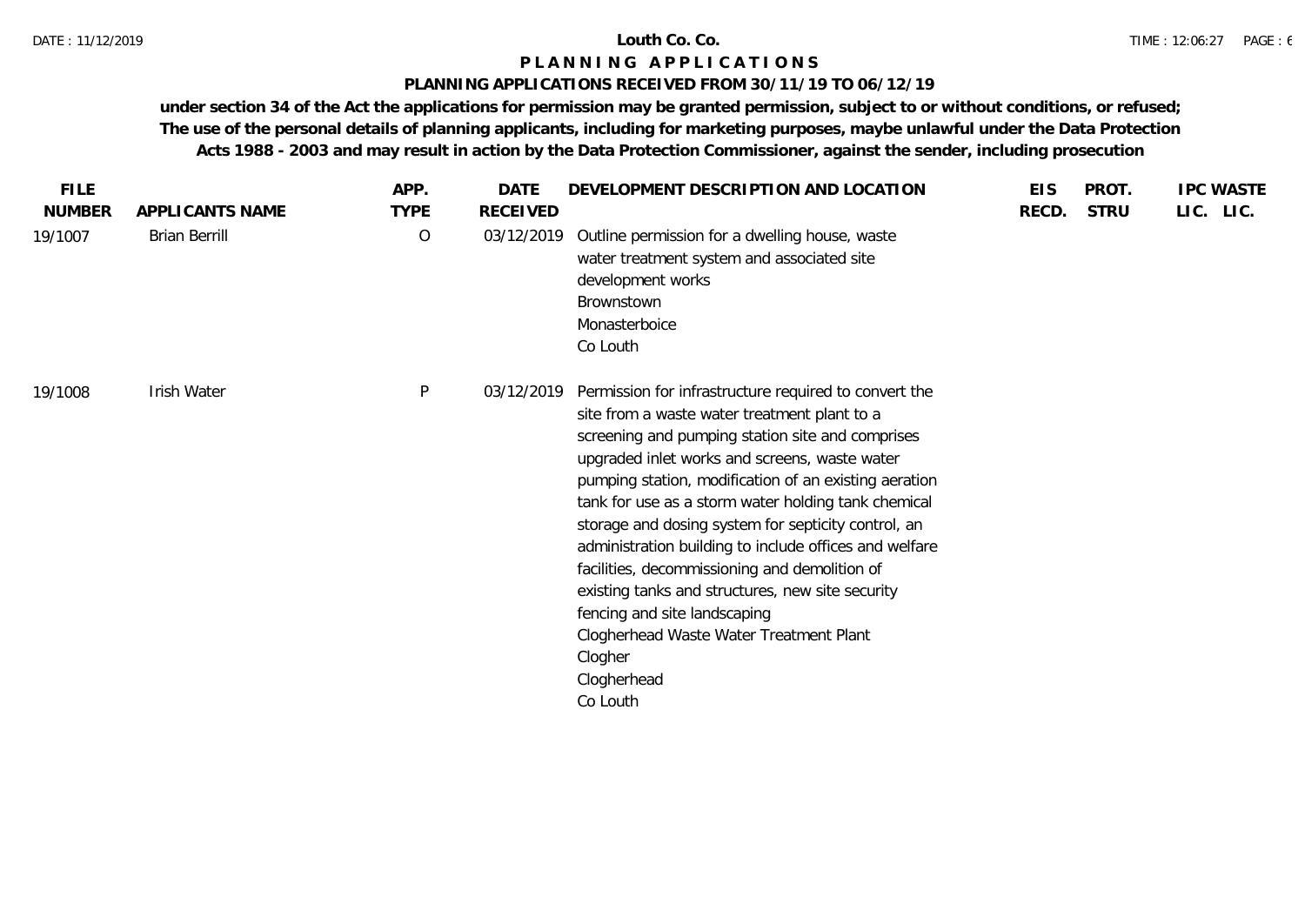# Louth Co. Co.

## P L A N N I N G   A P P L I C A T I O N S

### PLANNING APPLICATIONS RECEIVED FROM 30/11/19 TO 06/12/19

**under section 34 of the Act the applications for permission may be granted permission, subject to or without conditions, or refused; The use of the personal details of planning applicants, including for marketing purposes, maybe unlawful under the Data Protection Acts 1988 - 2003 and may result in action by the Data Protection Commissioner, against the sender, including prosecution**

| FILE NUMBER | APPLICANTS NAME | APP. TYPE | DATE RECEIVED | DEVELOPMENT DESCRIPTION AND LOCATION | EIS RECD. | PROT. STRU | IPC LIC. | WASTE LIC. |
|---|---|---|---|---|---|---|---|---|
| 19/1007 | Brian Berrill | O | 03/12/2019 | Outline permission for a dwelling house, waste water treatment system and associated site development works<br>Brownstown<br>Monasterboice<br>Co Louth | | | | |
| 19/1008 | Irish Water | P | 03/12/2019 | Permission for infrastructure required to convert the site from a waste water treatment plant to a screening and pumping station site and comprises upgraded inlet works and screens, waste water pumping station, modification of an existing aeration tank for use as a storm water holding tank chemical storage and dosing system for septicity control, an administration building to include offices and welfare facilities, decommissioning and demolition of existing tanks and structures, new site security fencing and site landscaping<br>Clogherhead Waste Water Treatment Plant<br>Clogher<br>Clogherhead<br>Co Louth | | | | |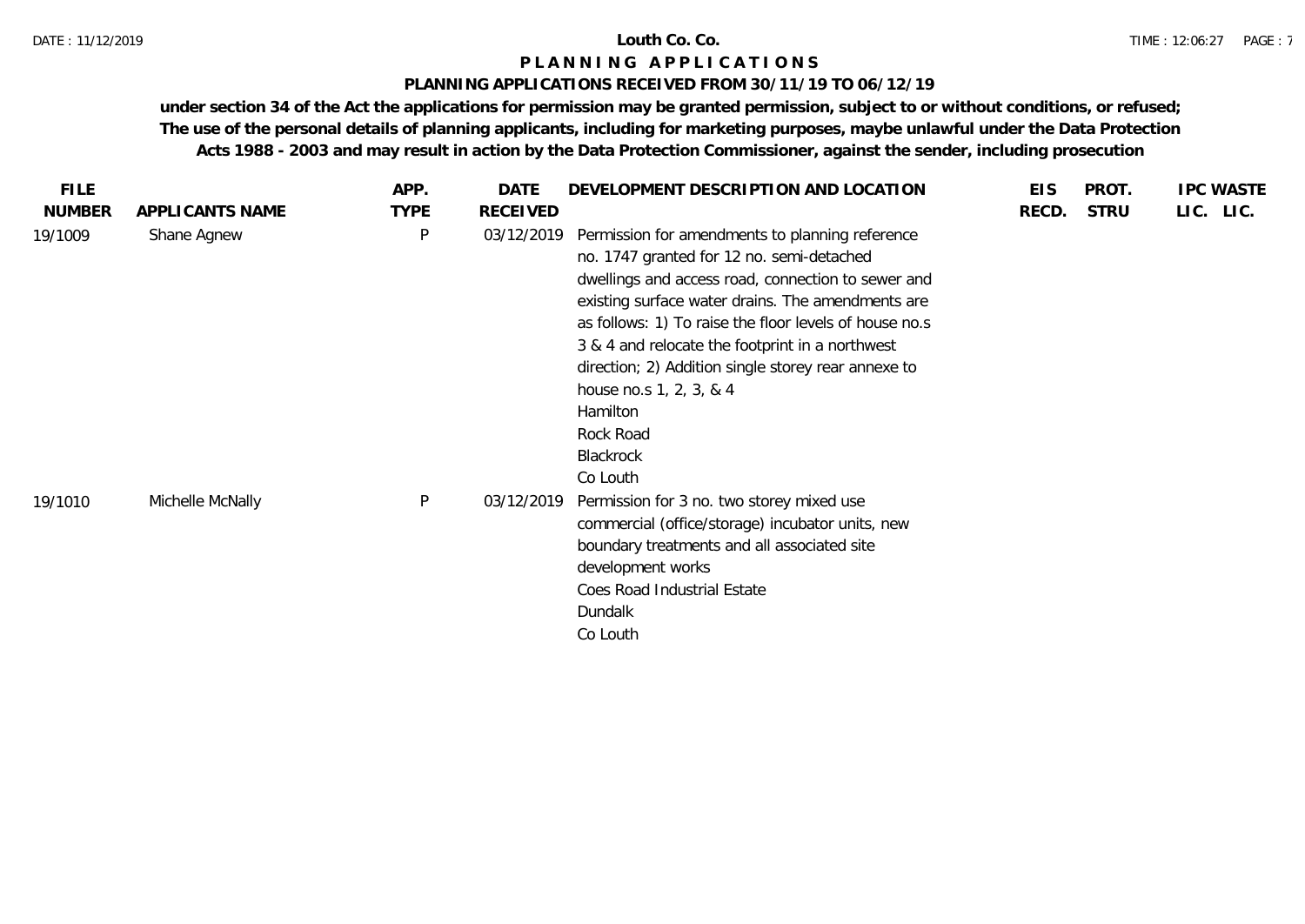# Louth Co. Co.

## PLANNING APPLICATIONS

### PLANNING APPLICATIONS RECEIVED FROM 30/11/19 TO 06/12/19

**under section 34 of the Act the applications for permission may be granted permission, subject to or without conditions, or refused; The use of the personal details of planning applicants, including for marketing purposes, maybe unlawful under the Data Protection Acts 1988 - 2003 and may result in action by the Data Protection Commissioner, against the sender, including prosecution**

| FILE NUMBER | APPLICANTS NAME | APP. TYPE | DATE RECEIVED | DEVELOPMENT DESCRIPTION AND LOCATION | EIS RECD. | PROT. STRU | IPC LIC. | WASTE LIC. |
|---|---|---|---|---|---|---|---|---|
| 19/1009 | Shane Agnew | P | 03/12/2019 | Permission for amendments to planning reference no. 1747 granted for 12 no. semi-detached dwellings and access road, connection to sewer and existing surface water drains. The amendments are as follows: 1) To raise the floor levels of house no.s 3 & 4 and relocate the footprint in a northwest direction; 2) Addition single storey rear annexe to house no.s 1, 2, 3, & 4<br>Hamilton<br>Rock Road<br>Blackrock<br>Co Louth | | | | |
| 19/1010 | Michelle McNally | P | 03/12/2019 | Permission for 3 no. two storey mixed use commercial (office/storage) incubator units, new boundary treatments and all associated site development works<br>Coes Road Industrial Estate<br>Dundalk<br>Co Louth | | | | |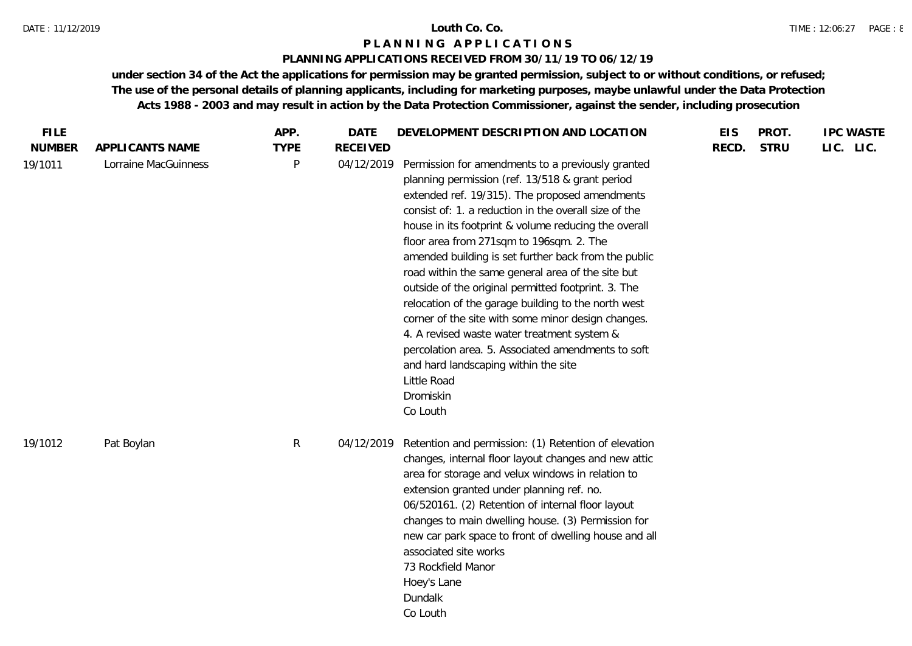# Louth Co. Co.

## PLANNING APPLICATIONS

### PLANNING APPLICATIONS RECEIVED FROM 30/11/19 TO 06/12/19

**under section 34 of the Act the applications for permission may be granted permission, subject to or without conditions, or refused; The use of the personal details of planning applicants, including for marketing purposes, maybe unlawful under the Data Protection Acts 1988 - 2003 and may result in action by the Data Protection Commissioner, against the sender, including prosecution**

| FILE NUMBER | APPLICANTS NAME | APP. TYPE | DATE RECEIVED | DEVELOPMENT DESCRIPTION AND LOCATION | EIS RECD. | PROT. STRU | IPC LIC. | WASTE LIC. |
|---|---|---|---|---|---|---|---|---|
| 19/1011 | Lorraine MacGuinness | P | 04/12/2019 | Permission for amendments to a previously granted planning permission (ref. 13/518 & grant period extended ref. 19/315). The proposed amendments consist of: 1. a reduction in the overall size of the house in its footprint & volume reducing the overall floor area from 271sqm to 196sqm. 2. The amended building is set further back from the public road within the same general area of the site but outside of the original permitted footprint. 3. The relocation of the garage building to the north west corner of the site with some minor design changes. 4. A revised waste water treatment system & percolation area. 5. Associated amendments to soft and hard landscaping within the site<br>Little Road<br>Dromiskin<br>Co Louth | | | | |
| 19/1012 | Pat Boylan | R | 04/12/2019 | Retention and permission: (1) Retention of elevation changes, internal floor layout changes and new attic area for storage and velux windows in relation to extension granted under planning ref. no. 06/520161. (2) Retention of internal floor layout changes to main dwelling house. (3) Permission for new car park space to front of dwelling house and all associated site works<br>73 Rockfield Manor<br>Hoey's Lane<br>Dundalk<br>Co Louth | | | | |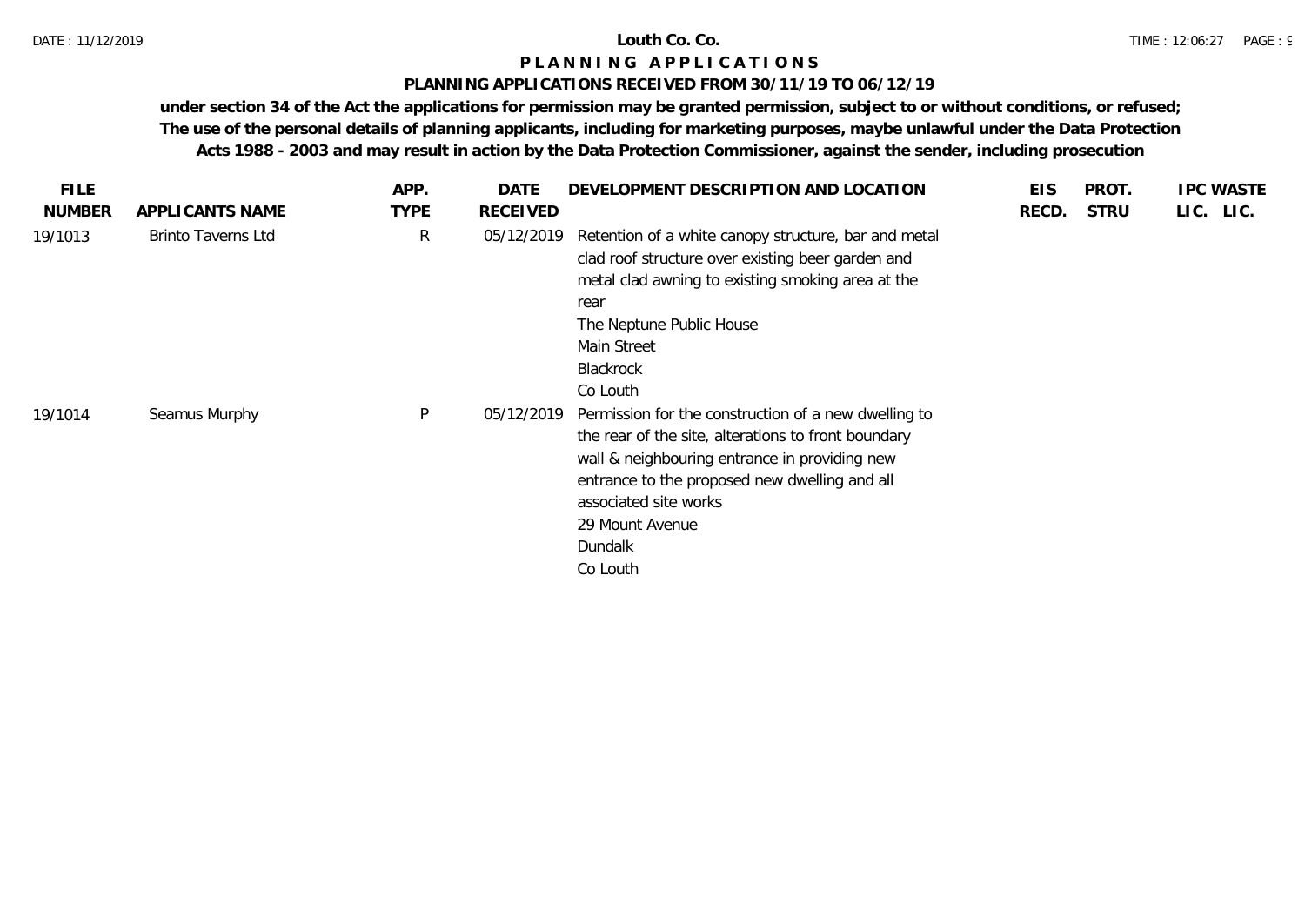**Louth Co. Co.**

**P L A N N I N G   A P P L I C A T I O N S**

**PLANNING APPLICATIONS RECEIVED FROM 30/11/19 TO 06/12/19**

**under section 34 of the Act the applications for permission may be granted permission, subject to or without conditions, or refused; The use of the personal details of planning applicants, including for marketing purposes, maybe unlawful under the Data Protection Acts 1988 - 2003 and may result in action by the Data Protection Commissioner, against the sender, including prosecution**

| FILE NUMBER | APPLICANTS NAME | APP. TYPE | DATE RECEIVED | DEVELOPMENT DESCRIPTION AND LOCATION | EIS RECD. | PROT. STRU | IPC LIC. | WASTE LIC. |
|---|---|---|---|---|---|---|---|---|
| 19/1013 | Brinto Taverns Ltd | R | 05/12/2019 | Retention of a white canopy structure, bar and metal clad roof structure over existing beer garden and metal clad awning to existing smoking area at the rear<br>The Neptune Public House<br>Main Street<br>Blackrock<br>Co Louth | | | | |
| 19/1014 | Seamus Murphy | P | 05/12/2019 | Permission for the construction of a new dwelling to the rear of the site, alterations to front boundary wall & neighbouring entrance in providing new entrance to the proposed new dwelling and all associated site works<br>29 Mount Avenue<br>Dundalk<br>Co Louth | | | | |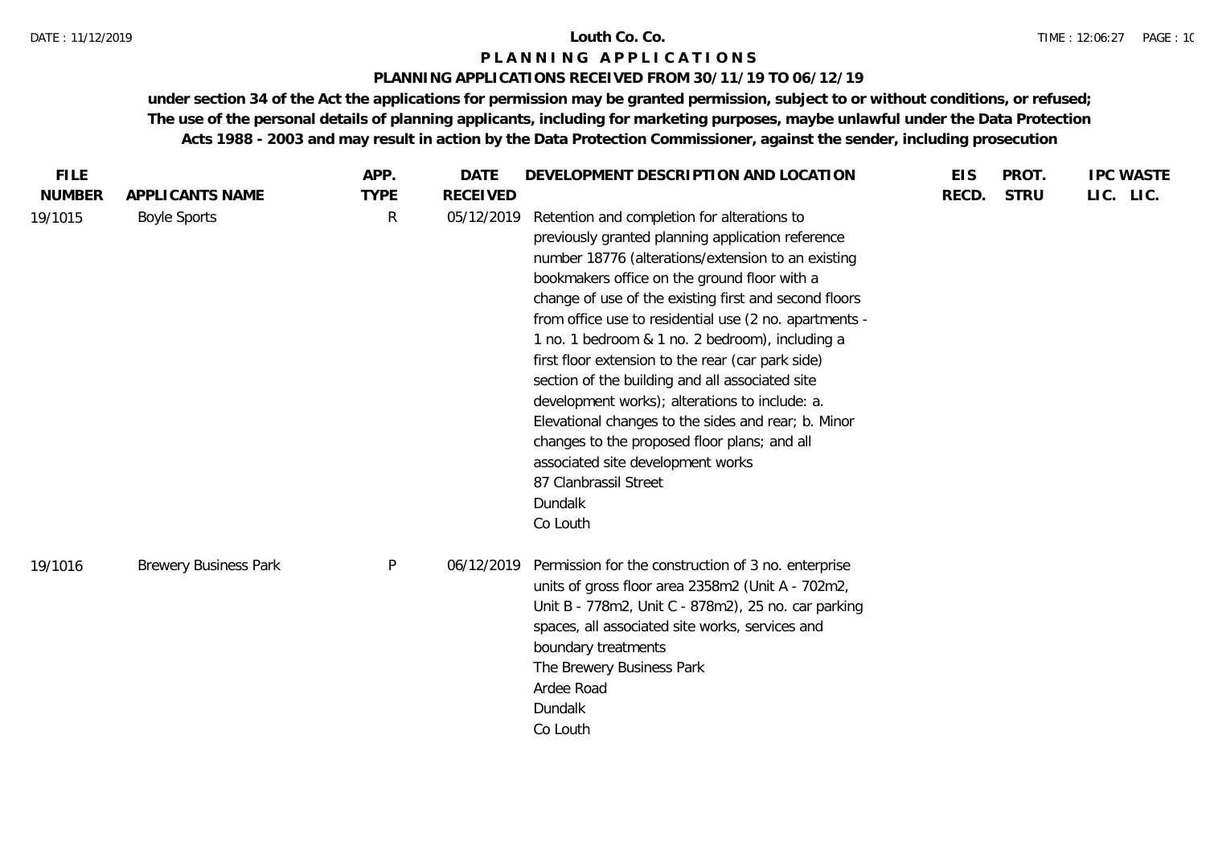**Louth Co. Co.**

# P L A N N I N G   A P P L I C A T I O N S

## PLANNING APPLICATIONS RECEIVED FROM 30/11/19 TO 06/12/19

**under section 34 of the Act the applications for permission may be granted permission, subject to or without conditions, or refused; The use of the personal details of planning applicants, including for marketing purposes, maybe unlawful under the Data Protection Acts 1988 - 2003 and may result in action by the Data Protection Commissioner, against the sender, including prosecution**

| FILE NUMBER | APPLICANTS NAME | APP. TYPE | DATE RECEIVED | DEVELOPMENT DESCRIPTION AND LOCATION | EIS RECD. | PROT. STRU | IPC LIC. | WASTE LIC. |
|---|---|---|---|---|---|---|---|---|
| 19/1015 | Boyle Sports | R | 05/12/2019 | Retention and completion for alterations to previously granted planning application reference number 18776 (alterations/extension to an existing bookmakers office on the ground floor with a change of use of the existing first and second floors from office use to residential use (2 no. apartments - 1 no. 1 bedroom & 1 no. 2 bedroom), including a first floor extension to the rear (car park side) section of the building and all associated site development works); alterations to include: a. Elevational changes to the sides and rear; b. Minor changes to the proposed floor plans; and all associated site development works<br>87 Clanbrassil Street<br>Dundalk<br>Co Louth | | | | |
| 19/1016 | Brewery Business Park | P | 06/12/2019 | Permission for the construction of 3 no. enterprise units of gross floor area 2358m2 (Unit A - 702m2, Unit B - 778m2, Unit C - 878m2), 25 no. car parking spaces, all associated site works, services and boundary treatments<br>The Brewery Business Park<br>Ardee Road<br>Dundalk<br>Co Louth | | | | |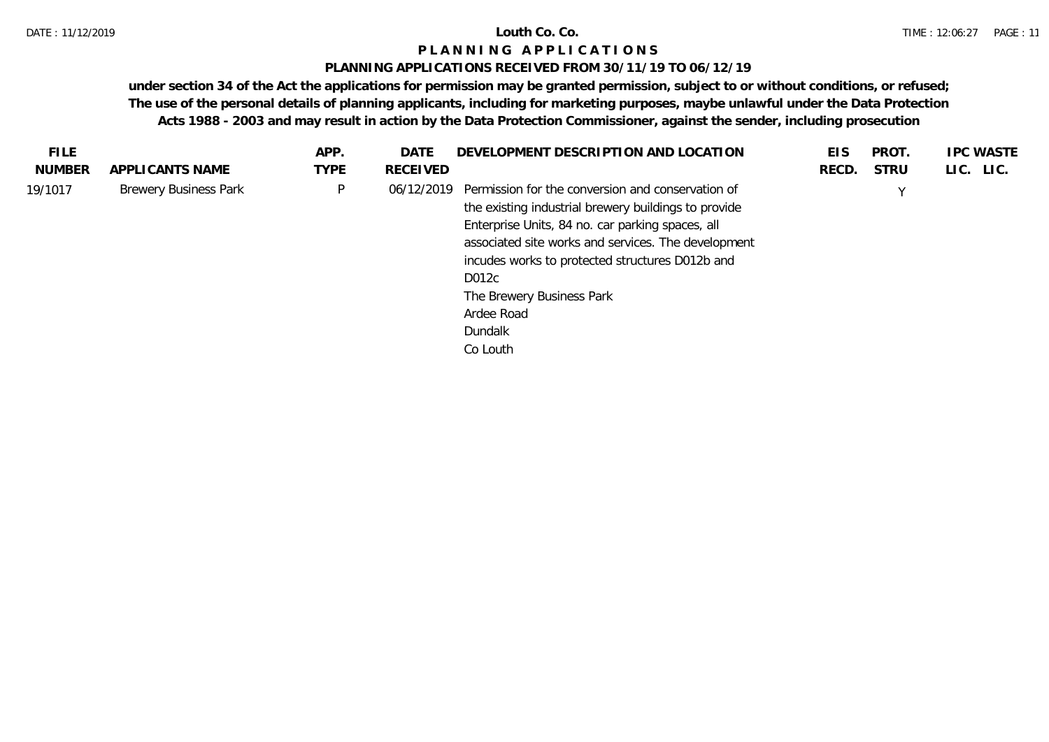**Louth Co. Co.**

# P L A N N I N G   A P P L I C A T I O N S

**PLANNING APPLICATIONS RECEIVED FROM 30/11/19 TO 06/12/19**

**under section 34 of the Act the applications for permission may be granted permission, subject to or without conditions, or refused; The use of the personal details of planning applicants, including for marketing purposes, maybe unlawful under the Data Protection Acts 1988 - 2003 and may result in action by the Data Protection Commissioner, against the sender, including prosecution**

| FILE NUMBER | APPLICANTS NAME | APP. TYPE | DATE RECEIVED | DEVELOPMENT DESCRIPTION AND LOCATION | EIS RECD. | PROT. STRU | IPC LIC. | WASTE LIC. |
|---|---|---|---|---|---|---|---|---|
| 19/1017 | Brewery Business Park | P | 06/12/2019 | Permission for the conversion and conservation of the existing industrial brewery buildings to provide Enterprise Units, 84 no. car parking spaces, all associated site works and services. The development incudes works to protected structures D012b and D012c<br>The Brewery Business Park<br>Ardee Road<br>Dundalk<br>Co Louth | | Y | | |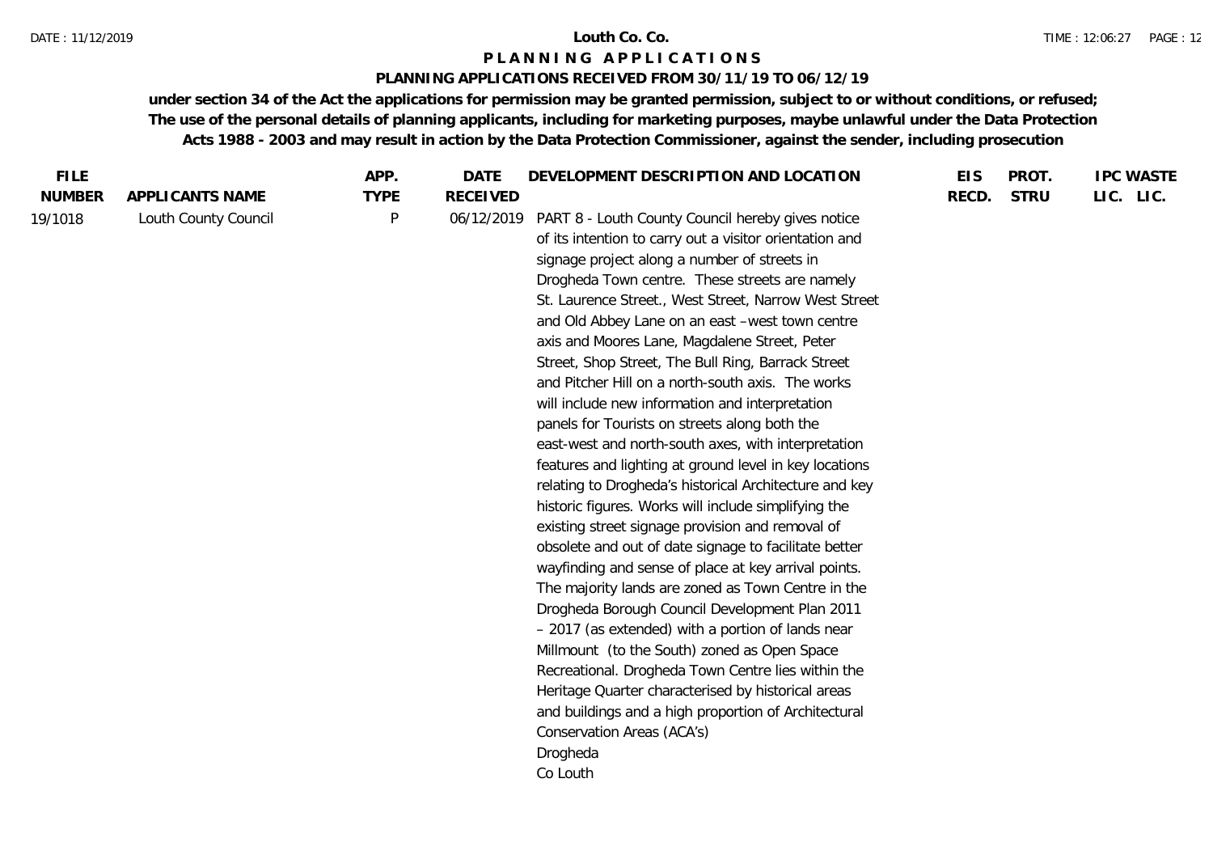**Louth Co. Co.**

**P L A N N I N G   A P P L I C A T I O N S**

**PLANNING APPLICATIONS RECEIVED FROM 30/11/19 TO 06/12/19**

**under section 34 of the Act the applications for permission may be granted permission, subject to or without conditions, or refused; The use of the personal details of planning applicants, including for marketing purposes, maybe unlawful under the Data Protection Acts 1988 - 2003 and may result in action by the Data Protection Commissioner, against the sender, including prosecution**

| FILE NUMBER | APPLICANTS NAME | APP. TYPE | DATE RECEIVED | DEVELOPMENT DESCRIPTION AND LOCATION | EIS RECD. | PROT. STRU | IPC LIC. | WASTE LIC. |
|---|---|---|---|---|---|---|---|---|
| 19/1018 | Louth County Council | P | 06/12/2019 | PART 8 - Louth County Council hereby gives notice of its intention to carry out a visitor orientation and signage project along a number of streets in Drogheda Town centre. These streets are namely St. Laurence Street., West Street, Narrow West Street and Old Abbey Lane on an east –west town centre axis and Moores Lane, Magdalene Street, Peter Street, Shop Street, The Bull Ring, Barrack Street and Pitcher Hill on a north-south axis. The works will include new information and interpretation panels for Tourists on streets along both the east-west and north-south axes, with interpretation features and lighting at ground level in key locations relating to Drogheda's historical Architecture and key historic figures. Works will include simplifying the existing street signage provision and removal of obsolete and out of date signage to facilitate better wayfinding and sense of place at key arrival points. The majority lands are zoned as Town Centre in the Drogheda Borough Council Development Plan 2011 – 2017 (as extended) with a portion of lands near Millmount (to the South) zoned as Open Space Recreational. Drogheda Town Centre lies within the Heritage Quarter characterised by historical areas and buildings and a high proportion of Architectural Conservation Areas (ACA's) Drogheda Co Louth | | | | |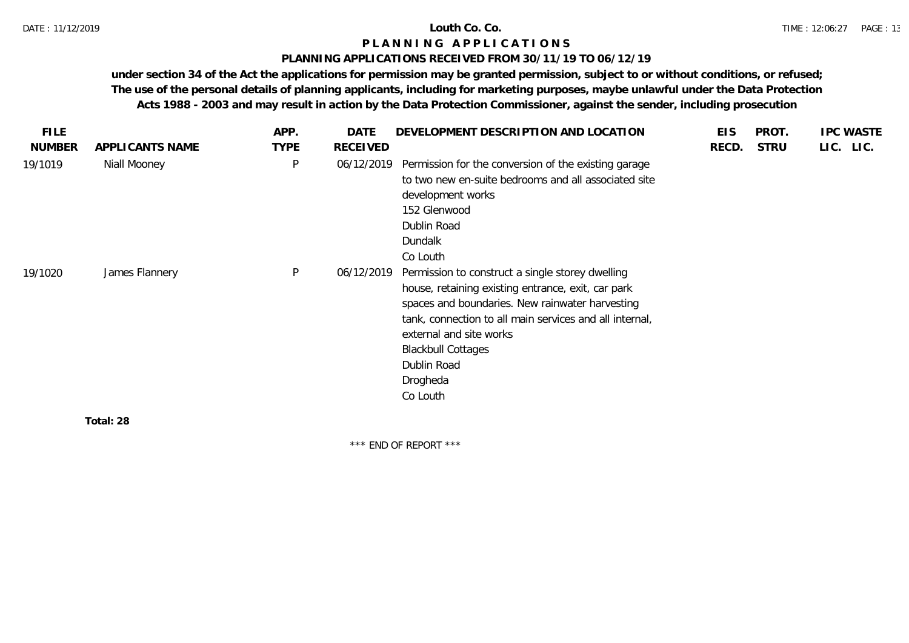**Louth Co. Co.**

**P L A N N I N G A P P L I C A T I O N S**

**PLANNING APPLICATIONS RECEIVED FROM 30/11/19 TO 06/12/19**

**under section 34 of the Act the applications for permission may be granted permission, subject to or without conditions, or refused; The use of the personal details of planning applicants, including for marketing purposes, maybe unlawful under the Data Protection Acts 1988 - 2003 and may result in action by the Data Protection Commissioner, against the sender, including prosecution**

| FILE NUMBER | APPLICANTS NAME | APP. TYPE | DATE RECEIVED | DEVELOPMENT DESCRIPTION AND LOCATION | EIS RECD. | PROT. STRU | IPC LIC. | WASTE LIC. |
|---|---|---|---|---|---|---|---|---|
| 19/1019 | Niall Mooney | P | 06/12/2019 | Permission for the conversion of the existing garage to two new en-suite bedrooms and all associated site development works<br>152 Glenwood<br>Dublin Road<br>Dundalk<br>Co Louth | | | | |
| 19/1020 | James Flannery | P | 06/12/2019 | Permission to construct a single storey dwelling house, retaining existing entrance, exit, car park spaces and boundaries. New rainwater harvesting tank, connection to all main services and all internal, external and site works<br>Blackbull Cottages<br>Dublin Road<br>Drogheda<br>Co Louth | | | | |

**Total: 28**

\*\*\* END OF REPORT \*\*\*